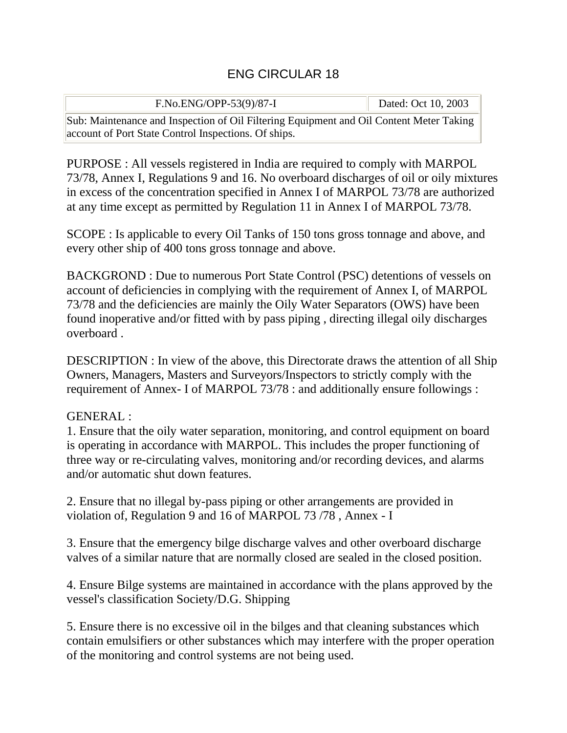# ENG CIRCULAR 18

| F.No.ENG/OPP-53(9)/87-I | Dated: Oct 10, 2003 |
|---|---|
| Sub: Maintenance and Inspection of Oil Filtering Equipment and Oil Content Meter Taking account of Port State Control Inspections. Of ships. | |

PURPOSE : All vessels registered in India are required to comply with MARPOL 73/78, Annex I, Regulations 9 and 16. No overboard discharges of oil or oily mixtures in excess of the concentration specified in Annex I of MARPOL 73/78 are authorized at any time except as permitted by Regulation 11 in Annex I of MARPOL 73/78.

SCOPE : Is applicable to every Oil Tanks of 150 tons gross tonnage and above, and every other ship of 400 tons gross tonnage and above.

BACKGROND : Due to numerous Port State Control (PSC) detentions of vessels on account of deficiencies in complying with the requirement of Annex I, of MARPOL 73/78 and the deficiencies are mainly the Oily Water Separators (OWS) have been found inoperative and/or fitted with by pass piping , directing illegal oily discharges overboard .

DESCRIPTION : In view of the above, this Directorate draws the attention of all Ship Owners, Managers, Masters and Surveyors/Inspectors to strictly comply with the requirement of Annex- I of MARPOL 73/78 : and additionally ensure followings :

GENERAL :

1. Ensure that the oily water separation, monitoring, and control equipment on board is operating in accordance with MARPOL. This includes the proper functioning of three way or re-circulating valves, monitoring and/or recording devices, and alarms and/or automatic shut down features.

2. Ensure that no illegal by-pass piping or other arrangements are provided in violation of, Regulation 9 and 16 of MARPOL 73 /78 , Annex - I

3. Ensure that the emergency bilge discharge valves and other overboard discharge valves of a similar nature that are normally closed are sealed in the closed position.

4. Ensure Bilge systems are maintained in accordance with the plans approved by the vessel's classification Society/D.G. Shipping

5. Ensure there is no excessive oil in the bilges and that cleaning substances which contain emulsifiers or other substances which may interfere with the proper operation of the monitoring and control systems are not being used.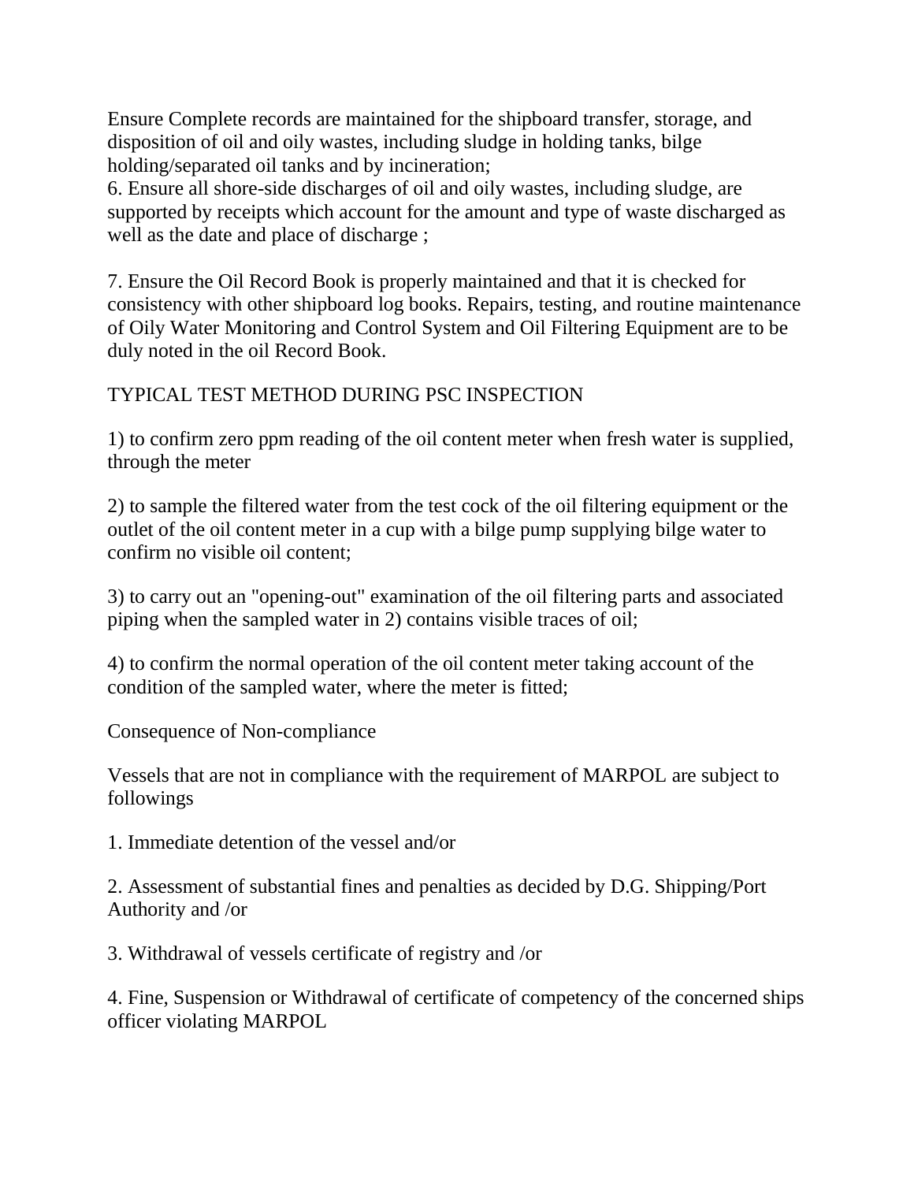Ensure Complete records are maintained for the shipboard transfer, storage, and disposition of oil and oily wastes, including sludge in holding tanks, bilge holding/separated oil tanks and by incineration;

6. Ensure all shore-side discharges of oil and oily wastes, including sludge, are supported by receipts which account for the amount and type of waste discharged as well as the date and place of discharge ;

7. Ensure the Oil Record Book is properly maintained and that it is checked for consistency with other shipboard log books. Repairs, testing, and routine maintenance of Oily Water Monitoring and Control System and Oil Filtering Equipment are to be duly noted in the oil Record Book.

TYPICAL TEST METHOD DURING PSC INSPECTION

1) to confirm zero ppm reading of the oil content meter when fresh water is supplied, through the meter

2) to sample the filtered water from the test cock of the oil filtering equipment or the outlet of the oil content meter in a cup with a bilge pump supplying bilge water to confirm no visible oil content;

3) to carry out an "opening-out" examination of the oil filtering parts and associated piping when the sampled water in 2) contains visible traces of oil;

4) to confirm the normal operation of the oil content meter taking account of the condition of the sampled water, where the meter is fitted;

Consequence of Non-compliance

Vessels that are not in compliance with the requirement of MARPOL are subject to followings

1. Immediate detention of the vessel and/or

2. Assessment of substantial fines and penalties as decided by D.G. Shipping/Port Authority and /or

3. Withdrawal of vessels certificate of registry and /or

4. Fine, Suspension or Withdrawal of certificate of competency of the concerned ships officer violating MARPOL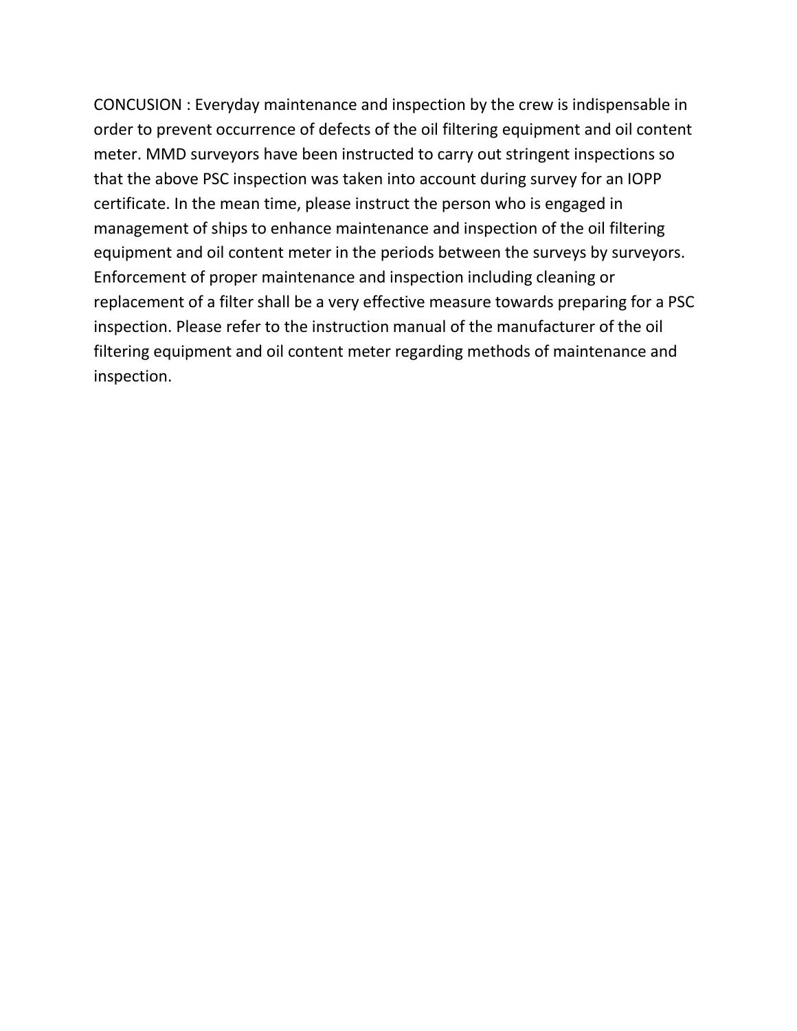CONCUSION : Everyday maintenance and inspection by the crew is indispensable in order to prevent occurrence of defects of the oil filtering equipment and oil content meter. MMD surveyors have been instructed to carry out stringent inspections so that the above PSC inspection was taken into account during survey for an IOPP certificate. In the mean time, please instruct the person who is engaged in management of ships to enhance maintenance and inspection of the oil filtering equipment and oil content meter in the periods between the surveys by surveyors. Enforcement of proper maintenance and inspection including cleaning or replacement of a filter shall be a very effective measure towards preparing for a PSC inspection. Please refer to the instruction manual of the manufacturer of the oil filtering equipment and oil content meter regarding methods of maintenance and inspection.